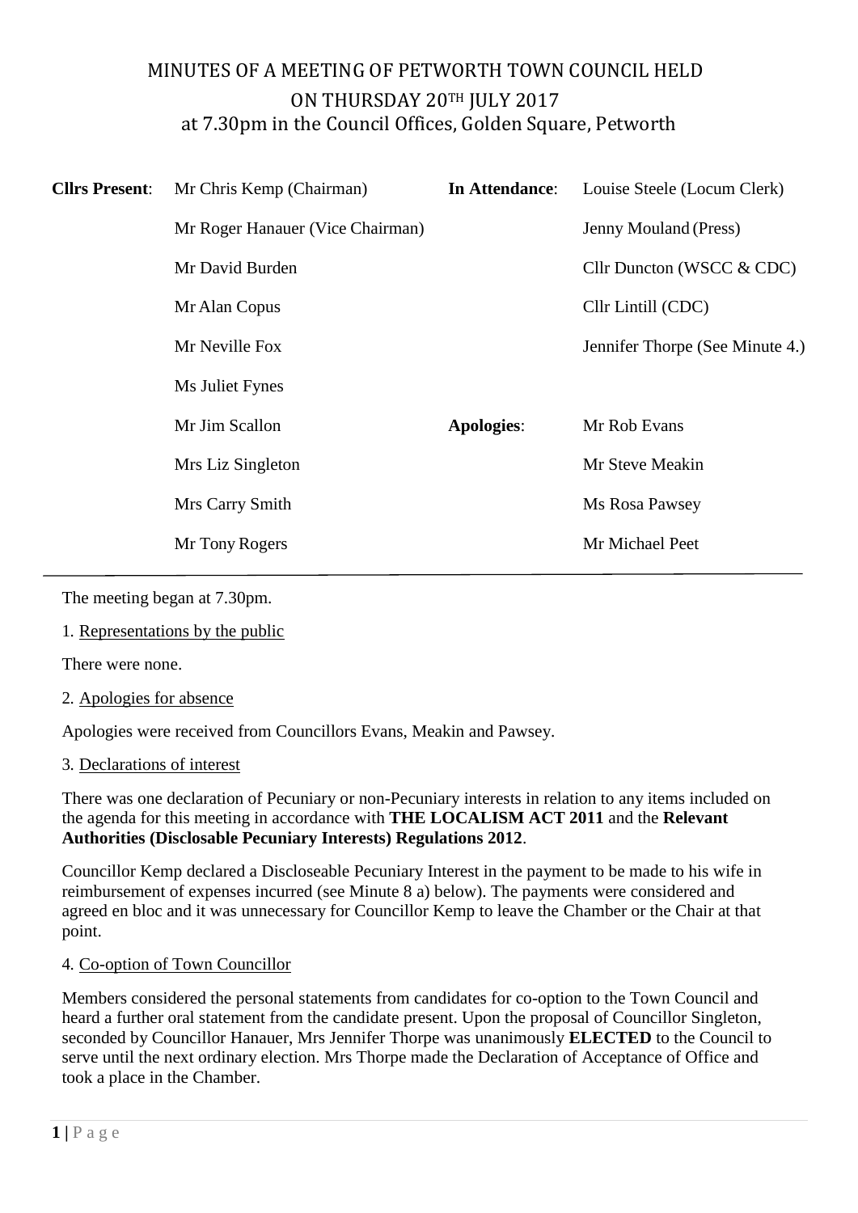# MINUTES OF A MEETING OF PETWORTH TOWN COUNCIL HELD ON THURSDAY 20TH JULY 2017

at 7.30pm in the Council Offices, Golden Square, Petworth

| | | | |
|---|---|---|---|
| **Cllrs Present**: | Mr Chris Kemp (Chairman) | **In Attendance**: | Louise Steele (Locum Clerk) |
| | Mr Roger Hanauer (Vice Chairman) | | Jenny Mouland (Press) |
| | Mr David Burden | | Cllr Duncton (WSCC & CDC) |
| | Mr Alan Copus | | Cllr Lintill (CDC) |
| | Mr Neville Fox | | Jennifer Thorpe (See Minute 4.) |
| | Ms Juliet Fynes | | |
| | Mr Jim Scallon | **Apologies**: | Mr Rob Evans |
| | Mrs Liz Singleton | | Mr Steve Meakin |
| | Mrs Carry Smith | | Ms Rosa Pawsey |
| | Mr Tony Rogers | | Mr Michael Peet |

The meeting began at 7.30pm.

1. Representations by the public

There were none.

2. Apologies for absence

Apologies were received from Councillors Evans, Meakin and Pawsey.

3. Declarations of interest

There was one declaration of Pecuniary or non-Pecuniary interests in relation to any items included on the agenda for this meeting in accordance with **THE LOCALISM ACT 2011** and the **Relevant Authorities (Disclosable Pecuniary Interests) Regulations 2012**.

Councillor Kemp declared a Discloseable Pecuniary Interest in the payment to be made to his wife in reimbursement of expenses incurred (see Minute 8 a) below). The payments were considered and agreed en bloc and it was unnecessary for Councillor Kemp to leave the Chamber or the Chair at that point.

4. Co-option of Town Councillor

Members considered the personal statements from candidates for co-option to the Town Council and heard a further oral statement from the candidate present. Upon the proposal of Councillor Singleton, seconded by Councillor Hanauer, Mrs Jennifer Thorpe was unanimously **ELECTED** to the Council to serve until the next ordinary election. Mrs Thorpe made the Declaration of Acceptance of Office and took a place in the Chamber.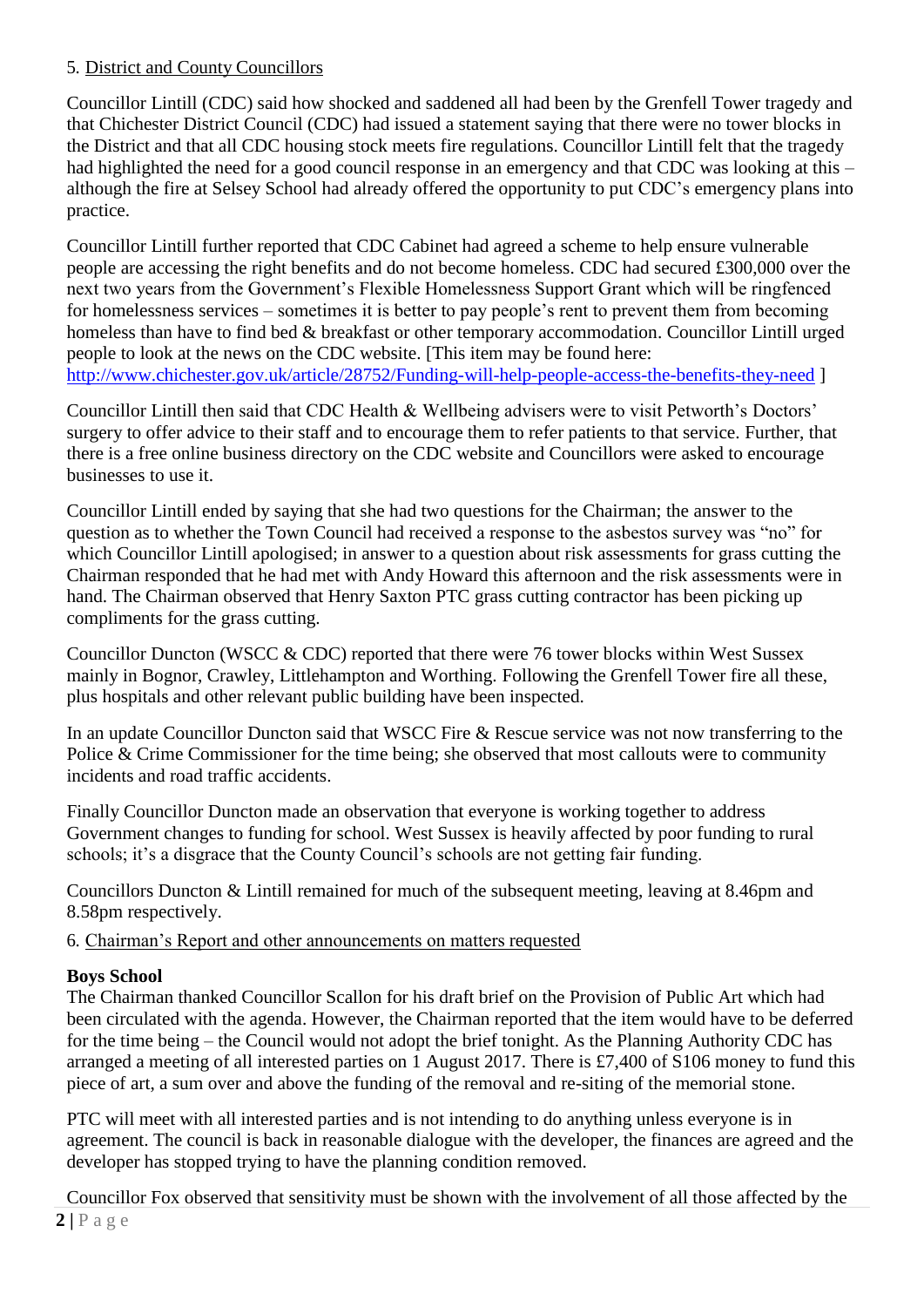5. <u>District and County Councillors</u>

Councillor Lintill (CDC) said how shocked and saddened all had been by the Grenfell Tower tragedy and that Chichester District Council (CDC) had issued a statement saying that there were no tower blocks in the District and that all CDC housing stock meets fire regulations. Councillor Lintill felt that the tragedy had highlighted the need for a good council response in an emergency and that CDC was looking at this – although the fire at Selsey School had already offered the opportunity to put CDC's emergency plans into practice.

Councillor Lintill further reported that CDC Cabinet had agreed a scheme to help ensure vulnerable people are accessing the right benefits and do not become homeless. CDC had secured £300,000 over the next two years from the Government's Flexible Homelessness Support Grant which will be ringfenced for homelessness services – sometimes it is better to pay people's rent to prevent them from becoming homeless than have to find bed & breakfast or other temporary accommodation. Councillor Lintill urged people to look at the news on the CDC website. [This item may be found here: http://www.chichester.gov.uk/article/28752/Funding-will-help-people-access-the-benefits-they-need ]

Councillor Lintill then said that CDC Health & Wellbeing advisers were to visit Petworth's Doctors' surgery to offer advice to their staff and to encourage them to refer patients to that service. Further, that there is a free online business directory on the CDC website and Councillors were asked to encourage businesses to use it.

Councillor Lintill ended by saying that she had two questions for the Chairman; the answer to the question as to whether the Town Council had received a response to the asbestos survey was "no" for which Councillor Lintill apologised; in answer to a question about risk assessments for grass cutting the Chairman responded that he had met with Andy Howard this afternoon and the risk assessments were in hand. The Chairman observed that Henry Saxton PTC grass cutting contractor has been picking up compliments for the grass cutting.

Councillor Duncton (WSCC & CDC) reported that there were 76 tower blocks within West Sussex mainly in Bognor, Crawley, Littlehampton and Worthing. Following the Grenfell Tower fire all these, plus hospitals and other relevant public building have been inspected.

In an update Councillor Duncton said that WSCC Fire & Rescue service was not now transferring to the Police & Crime Commissioner for the time being; she observed that most callouts were to community incidents and road traffic accidents.

Finally Councillor Duncton made an observation that everyone is working together to address Government changes to funding for school. West Sussex is heavily affected by poor funding to rural schools; it's a disgrace that the County Council's schools are not getting fair funding.

Councillors Duncton & Lintill remained for much of the subsequent meeting, leaving at 8.46pm and 8.58pm respectively.

6. <u>Chairman's Report and other announcements on matters requested</u>

**Boys School**
The Chairman thanked Councillor Scallon for his draft brief on the Provision of Public Art which had been circulated with the agenda. However, the Chairman reported that the item would have to be deferred for the time being – the Council would not adopt the brief tonight. As the Planning Authority CDC has arranged a meeting of all interested parties on 1 August 2017. There is £7,400 of S106 money to fund this piece of art, a sum over and above the funding of the removal and re-siting of the memorial stone.

PTC will meet with all interested parties and is not intending to do anything unless everyone is in agreement. The council is back in reasonable dialogue with the developer, the finances are agreed and the developer has stopped trying to have the planning condition removed.

Councillor Fox observed that sensitivity must be shown with the involvement of all those affected by the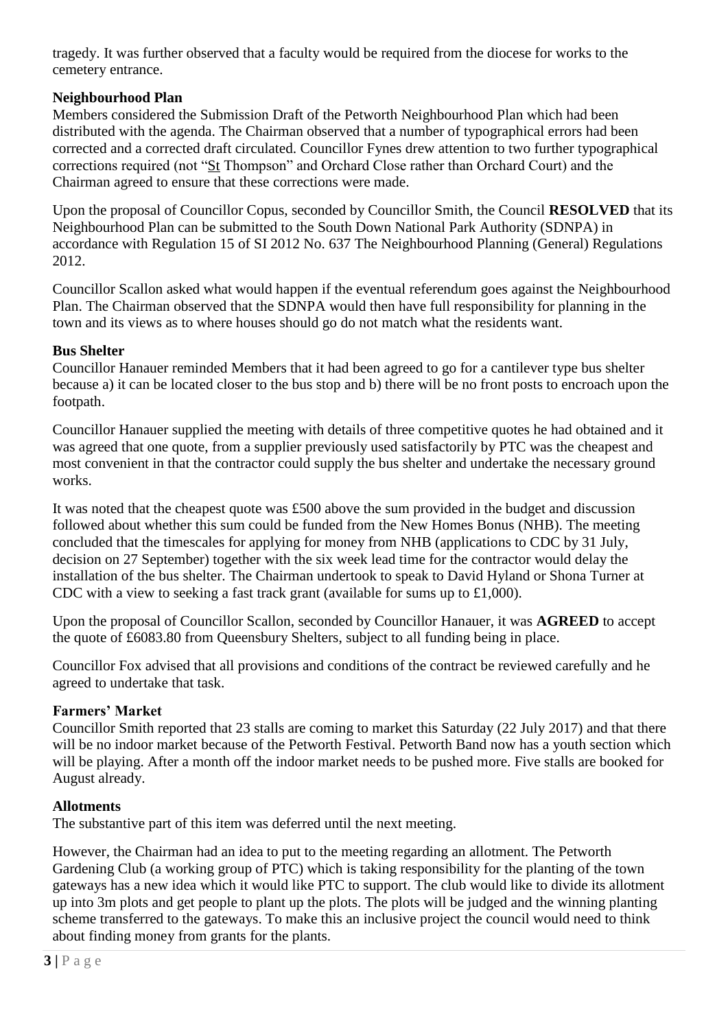tragedy. It was further observed that a faculty would be required from the diocese for works to the cemetery entrance.

**Neighbourhood Plan**

Members considered the Submission Draft of the Petworth Neighbourhood Plan which had been distributed with the agenda. The Chairman observed that a number of typographical errors had been corrected and a corrected draft circulated. Councillor Fynes drew attention to two further typographical corrections required (not "St Thompson" and Orchard Close rather than Orchard Court) and the Chairman agreed to ensure that these corrections were made.

Upon the proposal of Councillor Copus, seconded by Councillor Smith, the Council **RESOLVED** that its Neighbourhood Plan can be submitted to the South Down National Park Authority (SDNPA) in accordance with Regulation 15 of SI 2012 No. 637 The Neighbourhood Planning (General) Regulations 2012.

Councillor Scallon asked what would happen if the eventual referendum goes against the Neighbourhood Plan. The Chairman observed that the SDNPA would then have full responsibility for planning in the town and its views as to where houses should go do not match what the residents want.

**Bus Shelter**

Councillor Hanauer reminded Members that it had been agreed to go for a cantilever type bus shelter because a) it can be located closer to the bus stop and b) there will be no front posts to encroach upon the footpath.

Councillor Hanauer supplied the meeting with details of three competitive quotes he had obtained and it was agreed that one quote, from a supplier previously used satisfactorily by PTC was the cheapest and most convenient in that the contractor could supply the bus shelter and undertake the necessary ground works.

It was noted that the cheapest quote was £500 above the sum provided in the budget and discussion followed about whether this sum could be funded from the New Homes Bonus (NHB). The meeting concluded that the timescales for applying for money from NHB (applications to CDC by 31 July, decision on 27 September) together with the six week lead time for the contractor would delay the installation of the bus shelter. The Chairman undertook to speak to David Hyland or Shona Turner at CDC with a view to seeking a fast track grant (available for sums up to £1,000).

Upon the proposal of Councillor Scallon, seconded by Councillor Hanauer, it was **AGREED** to accept the quote of £6083.80 from Queensbury Shelters, subject to all funding being in place.

Councillor Fox advised that all provisions and conditions of the contract be reviewed carefully and he agreed to undertake that task.

**Farmers' Market**

Councillor Smith reported that 23 stalls are coming to market this Saturday (22 July 2017) and that there will be no indoor market because of the Petworth Festival. Petworth Band now has a youth section which will be playing. After a month off the indoor market needs to be pushed more. Five stalls are booked for August already.

**Allotments**

The substantive part of this item was deferred until the next meeting.

However, the Chairman had an idea to put to the meeting regarding an allotment. The Petworth Gardening Club (a working group of PTC) which is taking responsibility for the planting of the town gateways has a new idea which it would like PTC to support. The club would like to divide its allotment up into 3m plots and get people to plant up the plots. The plots will be judged and the winning planting scheme transferred to the gateways. To make this an inclusive project the council would need to think about finding money from grants for the plants.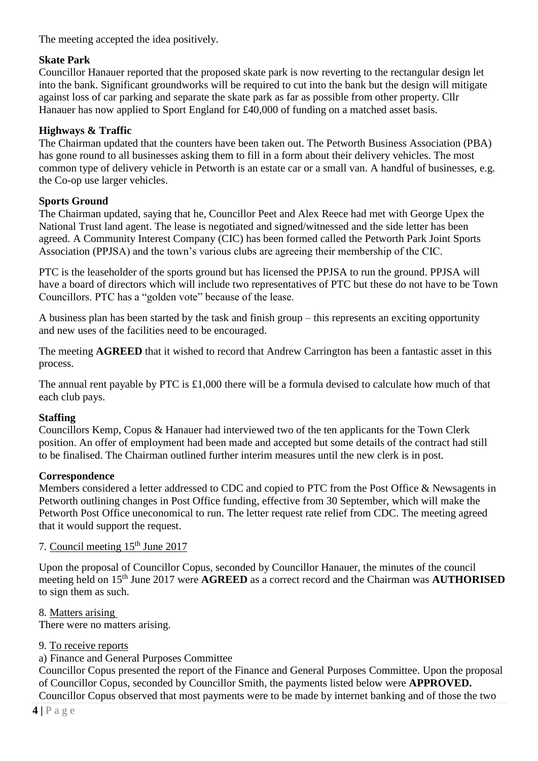The meeting accepted the idea positively.

**Skate Park**

Councillor Hanauer reported that the proposed skate park is now reverting to the rectangular design let into the bank. Significant groundworks will be required to cut into the bank but the design will mitigate against loss of car parking and separate the skate park as far as possible from other property. Cllr Hanauer has now applied to Sport England for £40,000 of funding on a matched asset basis.

**Highways & Traffic**

The Chairman updated that the counters have been taken out. The Petworth Business Association (PBA) has gone round to all businesses asking them to fill in a form about their delivery vehicles. The most common type of delivery vehicle in Petworth is an estate car or a small van. A handful of businesses, e.g. the Co-op use larger vehicles.

**Sports Ground**

The Chairman updated, saying that he, Councillor Peet and Alex Reece had met with George Upex the National Trust land agent. The lease is negotiated and signed/witnessed and the side letter has been agreed. A Community Interest Company (CIC) has been formed called the Petworth Park Joint Sports Association (PPJSA) and the town's various clubs are agreeing their membership of the CIC.

PTC is the leaseholder of the sports ground but has licensed the PPJSA to run the ground. PPJSA will have a board of directors which will include two representatives of PTC but these do not have to be Town Councillors. PTC has a "golden vote" because of the lease.

A business plan has been started by the task and finish group – this represents an exciting opportunity and new uses of the facilities need to be encouraged.

The meeting **AGREED** that it wished to record that Andrew Carrington has been a fantastic asset in this process.

The annual rent payable by PTC is £1,000 there will be a formula devised to calculate how much of that each club pays.

**Staffing**

Councillors Kemp, Copus & Hanauer had interviewed two of the ten applicants for the Town Clerk position. An offer of employment had been made and accepted but some details of the contract had still to be finalised. The Chairman outlined further interim measures until the new clerk is in post.

**Correspondence**

Members considered a letter addressed to CDC and copied to PTC from the Post Office & Newsagents in Petworth outlining changes in Post Office funding, effective from 30 September, which will make the Petworth Post Office uneconomical to run. The letter request rate relief from CDC. The meeting agreed that it would support the request.

7. Council meeting 15th June 2017

Upon the proposal of Councillor Copus, seconded by Councillor Hanauer, the minutes of the council meeting held on 15th June 2017 were **AGREED** as a correct record and the Chairman was **AUTHORISED** to sign them as such.

8. Matters arising

There were no matters arising.

9. To receive reports

a) Finance and General Purposes Committee

Councillor Copus presented the report of the Finance and General Purposes Committee. Upon the proposal of Councillor Copus, seconded by Councillor Smith, the payments listed below were **APPROVED.** Councillor Copus observed that most payments were to be made by internet banking and of those the two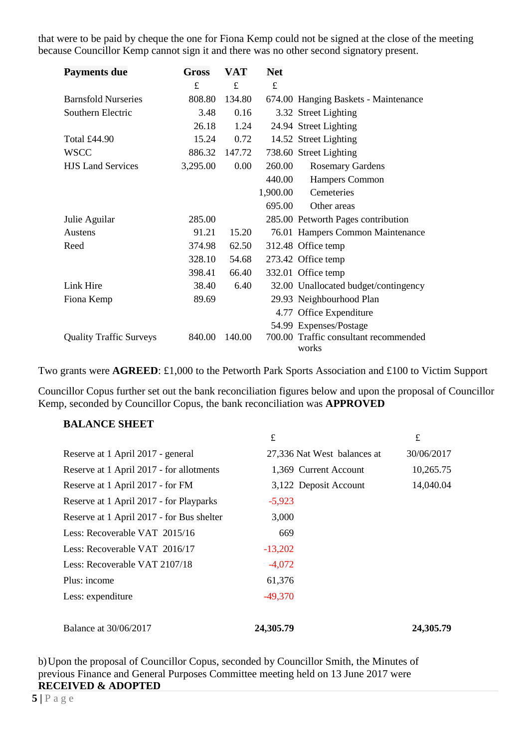that were to be paid by cheque the one for Fiona Kemp could not be signed at the close of the meeting because Councillor Kemp cannot sign it and there was no other second signatory present.

| Payments due | Gross | VAT | Net | |
|---|---|---|---|---|
| | £ | £ | £ | |
| Barnsfold Nurseries | 808.80 | 134.80 | 674.00 | Hanging Baskets - Maintenance |
| Southern Electric | 3.48 | 0.16 | 3.32 | Street Lighting |
| | 26.18 | 1.24 | 24.94 | Street Lighting |
| Total £44.90 | 15.24 | 0.72 | 14.52 | Street Lighting |
| WSCC | 886.32 | 147.72 | 738.60 | Street Lighting |
| HJS Land Services | 3,295.00 | 0.00 | 260.00 | Rosemary Gardens |
| | | | 440.00 | Hampers Common |
| | | | 1,900.00 | Cemeteries |
| | | | 695.00 | Other areas |
| Julie Aguilar | 285.00 | | 285.00 | Petworth Pages contribution |
| Austens | 91.21 | 15.20 | 76.01 | Hampers Common Maintenance |
| Reed | 374.98 | 62.50 | 312.48 | Office temp |
| | 328.10 | 54.68 | 273.42 | Office temp |
| | 398.41 | 66.40 | 332.01 | Office temp |
| Link Hire | 38.40 | 6.40 | 32.00 | Unallocated budget/contingency |
| Fiona Kemp | 89.69 | | 29.93 | Neighbourhood Plan |
| | | | 4.77 | Office Expenditure |
| | | | 54.99 | Expenses/Postage |
| Quality Traffic Surveys | 840.00 | 140.00 | 700.00 | Traffic consultant recommended works |

Two grants were **AGREED**: £1,000 to the Petworth Park Sports Association and £100 to Victim Support

Councillor Copus further set out the bank reconciliation figures below and upon the proposal of Councillor Kemp, seconded by Councillor Copus, the bank reconciliation was **APPROVED**

**BALANCE SHEET**

| | £ | | £ |
|---|---|---|---|
| Reserve at 1 April 2017 - general | 27,336 | Nat West balances at | 30/06/2017 |
| Reserve at 1 April 2017 - for allotments | 1,369 | Current Account | 10,265.75 |
| Reserve at 1 April 2017 - for FM | 3,122 | Deposit Account | 14,040.04 |
| Reserve at 1 April 2017 - for Playparks | -5,923 | | |
| Reserve at 1 April 2017 - for Bus shelter | 3,000 | | |
| Less: Recoverable VAT 2015/16 | 669 | | |
| Less: Recoverable VAT 2016/17 | -13,202 | | |
| Less: Recoverable VAT 2107/18 | -4,072 | | |
| Plus: income | 61,376 | | |
| Less: expenditure | -49,370 | | |
| | | | |
| Balance at 30/06/2017 | **24,305.79** | | **24,305.79** |

b) Upon the proposal of Councillor Copus, seconded by Councillor Smith, the Minutes of previous Finance and General Purposes Committee meeting held on 13 June 2017 were **RECEIVED & ADOPTED**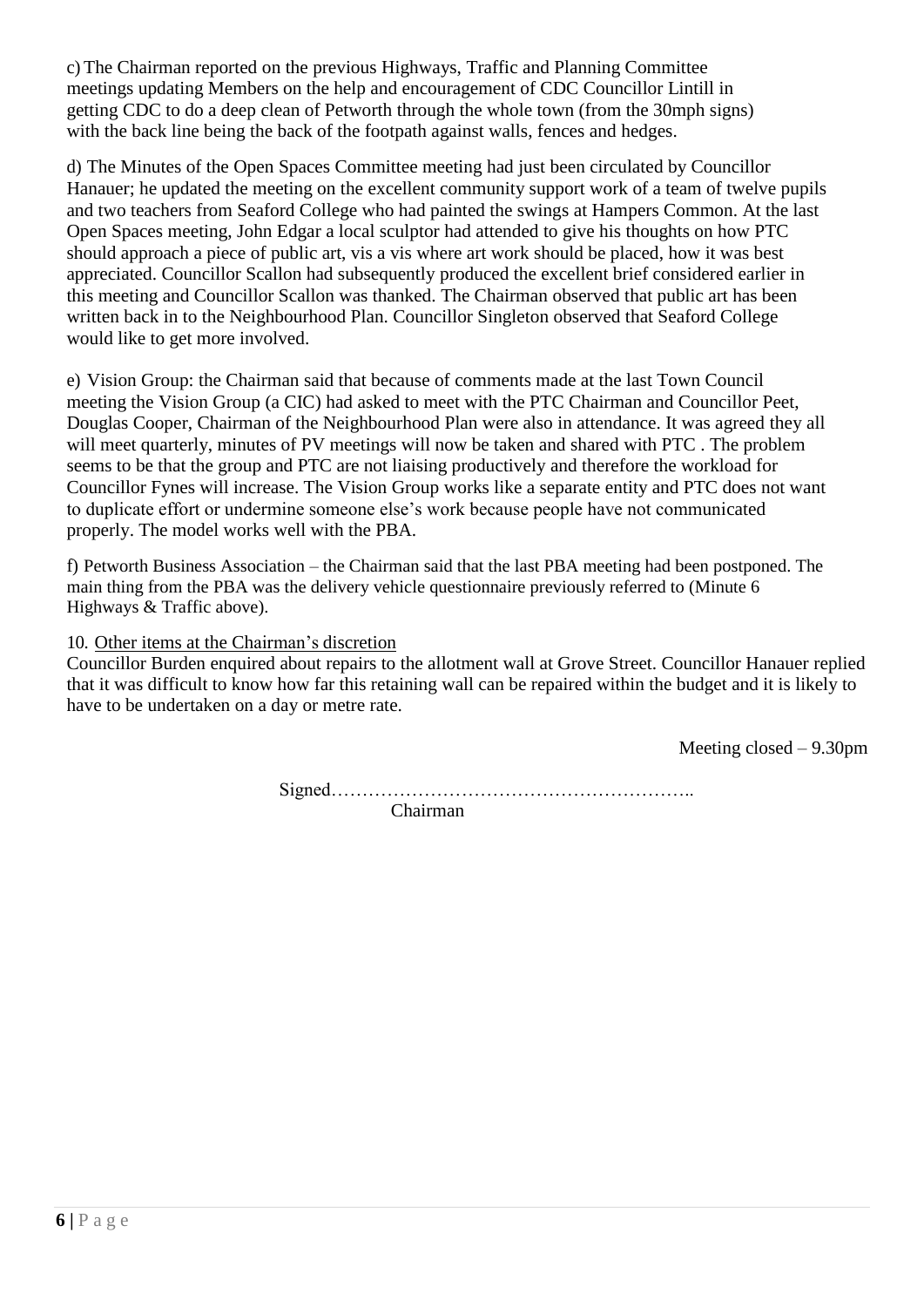c) The Chairman reported on the previous Highways, Traffic and Planning Committee meetings updating Members on the help and encouragement of CDC Councillor Lintill in getting CDC to do a deep clean of Petworth through the whole town (from the 30mph signs) with the back line being the back of the footpath against walls, fences and hedges.

d) The Minutes of the Open Spaces Committee meeting had just been circulated by Councillor Hanauer; he updated the meeting on the excellent community support work of a team of twelve pupils and two teachers from Seaford College who had painted the swings at Hampers Common. At the last Open Spaces meeting, John Edgar a local sculptor had attended to give his thoughts on how PTC should approach a piece of public art, vis a vis where art work should be placed, how it was best appreciated. Councillor Scallon had subsequently produced the excellent brief considered earlier in this meeting and Councillor Scallon was thanked. The Chairman observed that public art has been written back in to the Neighbourhood Plan. Councillor Singleton observed that Seaford College would like to get more involved.

e) Vision Group: the Chairman said that because of comments made at the last Town Council meeting the Vision Group (a CIC) had asked to meet with the PTC Chairman and Councillor Peet, Douglas Cooper, Chairman of the Neighbourhood Plan were also in attendance. It was agreed they all will meet quarterly, minutes of PV meetings will now be taken and shared with PTC . The problem seems to be that the group and PTC are not liaising productively and therefore the workload for Councillor Fynes will increase. The Vision Group works like a separate entity and PTC does not want to duplicate effort or undermine someone else's work because people have not communicated properly. The model works well with the PBA.

f) Petworth Business Association – the Chairman said that the last PBA meeting had been postponed. The main thing from the PBA was the delivery vehicle questionnaire previously referred to (Minute 6 Highways & Traffic above).

10. Other items at the Chairman's discretion

Councillor Burden enquired about repairs to the allotment wall at Grove Street. Councillor Hanauer replied that it was difficult to know how far this retaining wall can be repaired within the budget and it is likely to have to be undertaken on a day or metre rate.

Meeting closed – 9.30pm

Signed…………………………………………………..

Chairman